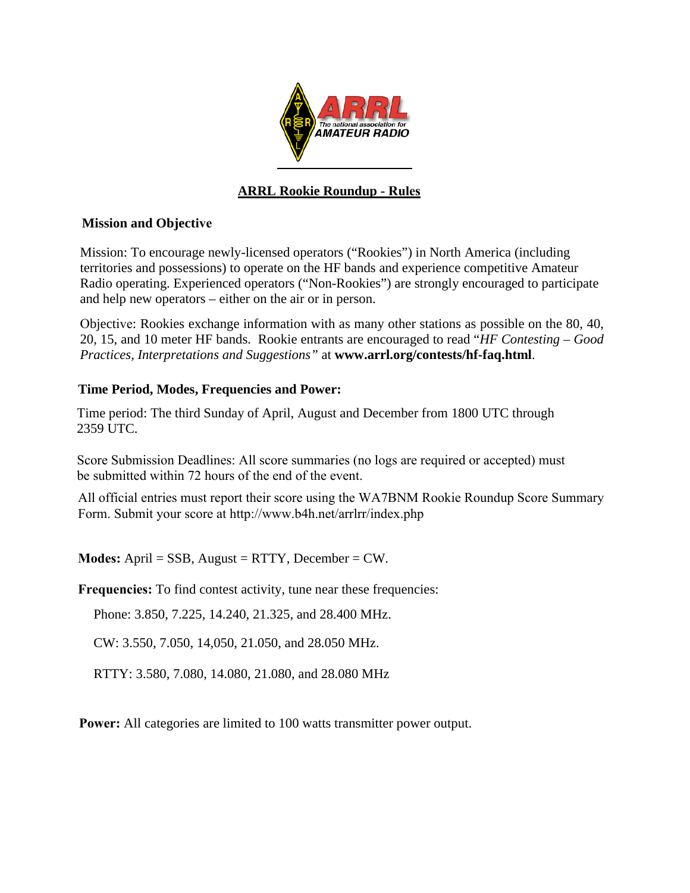# ARRL Rookie Roundup - Rules

## Mission and Objective

Mission: To encourage newly-licensed operators ("Rookies") in North America (including territories and possessions) to operate on the HF bands and experience competitive Amateur Radio operating. Experienced operators ("Non-Rookies") are strongly encouraged to participate and help new operators – either on the air or in person.

Objective: Rookies exchange information with as many other stations as possible on the 80, 40, 20, 15, and 10 meter HF bands. Rookie entrants are encouraged to read "*HF Contesting – Good Practices, Interpretations and Suggestions"* at **www.arrl.org/contests/hf-faq.html**.

## Time Period, Modes, Frequencies and Power:

Time period: The third Sunday of April, August and December from 1800 UTC through 2359 UTC.

Score Submission Deadlines: All score summaries (no logs are required or accepted) must be submitted within 72 hours of the end of the event.

All official entries must report their score using the WA7BNM Rookie Roundup Score Summary Form. Submit your score at http://www.b4h.net/arrlrr/index.php

**Modes:** April = SSB, August = RTTY, December = CW.

**Frequencies:** To find contest activity, tune near these frequencies:

Phone: 3.850, 7.225, 14.240, 21.325, and 28.400 MHz.

CW: 3.550, 7.050, 14,050, 21.050, and 28.050 MHz.

RTTY: 3.580, 7.080, 14.080, 21.080, and 28.080 MHz

**Power:** All categories are limited to 100 watts transmitter power output.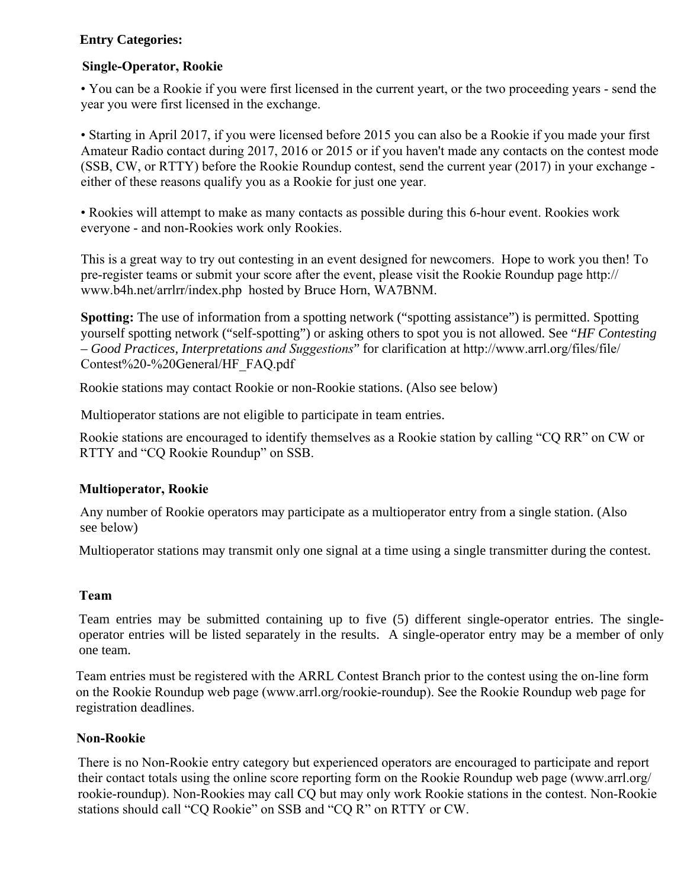**Entry Categories:**

**Single-Operator, Rookie**

- You can be a Rookie if you were first licensed in the current yeart, or the two proceeding years - send the year you were first licensed in the exchange.

- Starting in April 2017, if you were licensed before 2015 you can also be a Rookie if you made your first Amateur Radio contact during 2017, 2016 or 2015 or if you haven't made any contacts on the contest mode (SSB, CW, or RTTY) before the Rookie Roundup contest, send the current year (2017) in your exchange - either of these reasons qualify you as a Rookie for just one year.

- Rookies will attempt to make as many contacts as possible during this 6-hour event. Rookies work everyone - and non-Rookies work only Rookies.

This is a great way to try out contesting in an event designed for newcomers. Hope to work you then! To pre-register teams or submit your score after the event, please visit the Rookie Roundup page http://www.b4h.net/arrlrr/index.php hosted by Bruce Horn, WA7BNM.

**Spotting:** The use of information from a spotting network ("spotting assistance") is permitted. Spotting yourself spotting network ("self-spotting") or asking others to spot you is not allowed. See "*HF Contesting – Good Practices, Interpretations and Suggestions*" for clarification at http://www.arrl.org/files/file/Contest%20-%20General/HF_FAQ.pdf

Rookie stations may contact Rookie or non-Rookie stations. (Also see below)

Multioperator stations are not eligible to participate in team entries.

Rookie stations are encouraged to identify themselves as a Rookie station by calling "CQ RR" on CW or RTTY and "CQ Rookie Roundup" on SSB.

**Multioperator, Rookie**

Any number of Rookie operators may participate as a multioperator entry from a single station. (Also see below)

Multioperator stations may transmit only one signal at a time using a single transmitter during the contest.

**Team**

Team entries may be submitted containing up to five (5) different single-operator entries. The single-operator entries will be listed separately in the results. A single-operator entry may be a member of only one team.

Team entries must be registered with the ARRL Contest Branch prior to the contest using the on-line form on the Rookie Roundup web page (www.arrl.org/rookie-roundup). See the Rookie Roundup web page for registration deadlines.

**Non-Rookie**

There is no Non-Rookie entry category but experienced operators are encouraged to participate and report their contact totals using the online score reporting form on the Rookie Roundup web page (www.arrl.org/rookie-roundup). Non-Rookies may call CQ but may only work Rookie stations in the contest. Non-Rookie stations should call "CQ Rookie" on SSB and "CQ R" on RTTY or CW.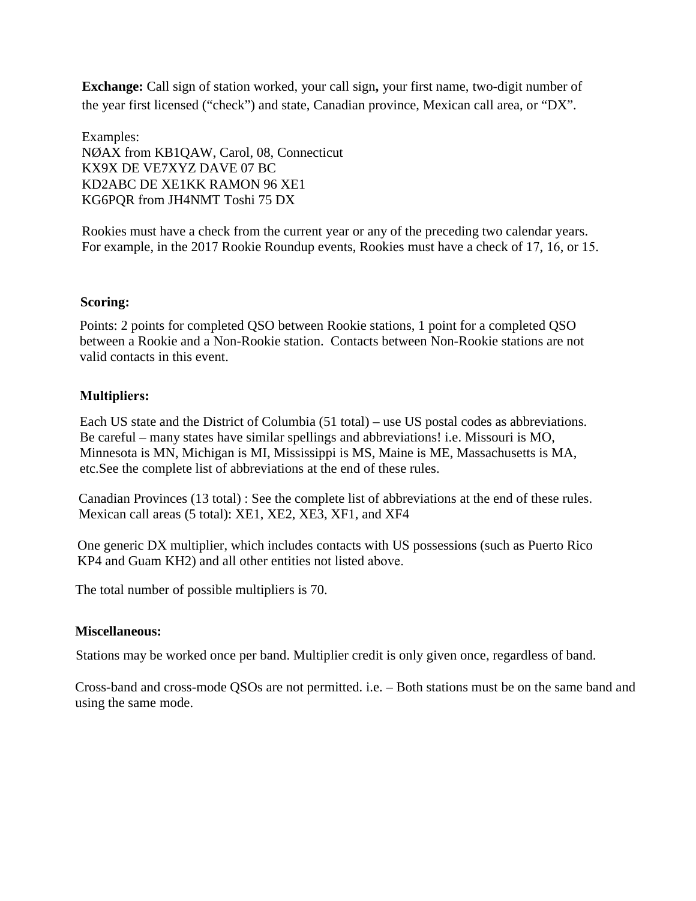**Exchange:** Call sign of station worked, your call sign**,** your first name, two-digit number of the year first licensed ("check") and state, Canadian province, Mexican call area, or "DX".

Examples:
NØAX from KB1QAW, Carol, 08, Connecticut
KX9X DE VE7XYZ DAVE 07 BC
KD2ABC DE XE1KK RAMON 96 XE1
KG6PQR from JH4NMT Toshi 75 DX

Rookies must have a check from the current year or any of the preceding two calendar years. For example, in the 2017 Rookie Roundup events, Rookies must have a check of 17, 16, or 15.

**Scoring:**

Points: 2 points for completed QSO between Rookie stations, 1 point for a completed QSO between a Rookie and a Non-Rookie station. Contacts between Non-Rookie stations are not valid contacts in this event.

**Multipliers:**

Each US state and the District of Columbia (51 total) – use US postal codes as abbreviations. Be careful – many states have similar spellings and abbreviations! i.e. Missouri is MO, Minnesota is MN, Michigan is MI, Mississippi is MS, Maine is ME, Massachusetts is MA, etc.See the complete list of abbreviations at the end of these rules.

Canadian Provinces (13 total) : See the complete list of abbreviations at the end of these rules.
Mexican call areas (5 total): XE1, XE2, XE3, XF1, and XF4

One generic DX multiplier, which includes contacts with US possessions (such as Puerto Rico KP4 and Guam KH2) and all other entities not listed above.

The total number of possible multipliers is 70.

**Miscellaneous:**

Stations may be worked once per band. Multiplier credit is only given once, regardless of band.

Cross-band and cross-mode QSOs are not permitted. i.e. – Both stations must be on the same band and using the same mode.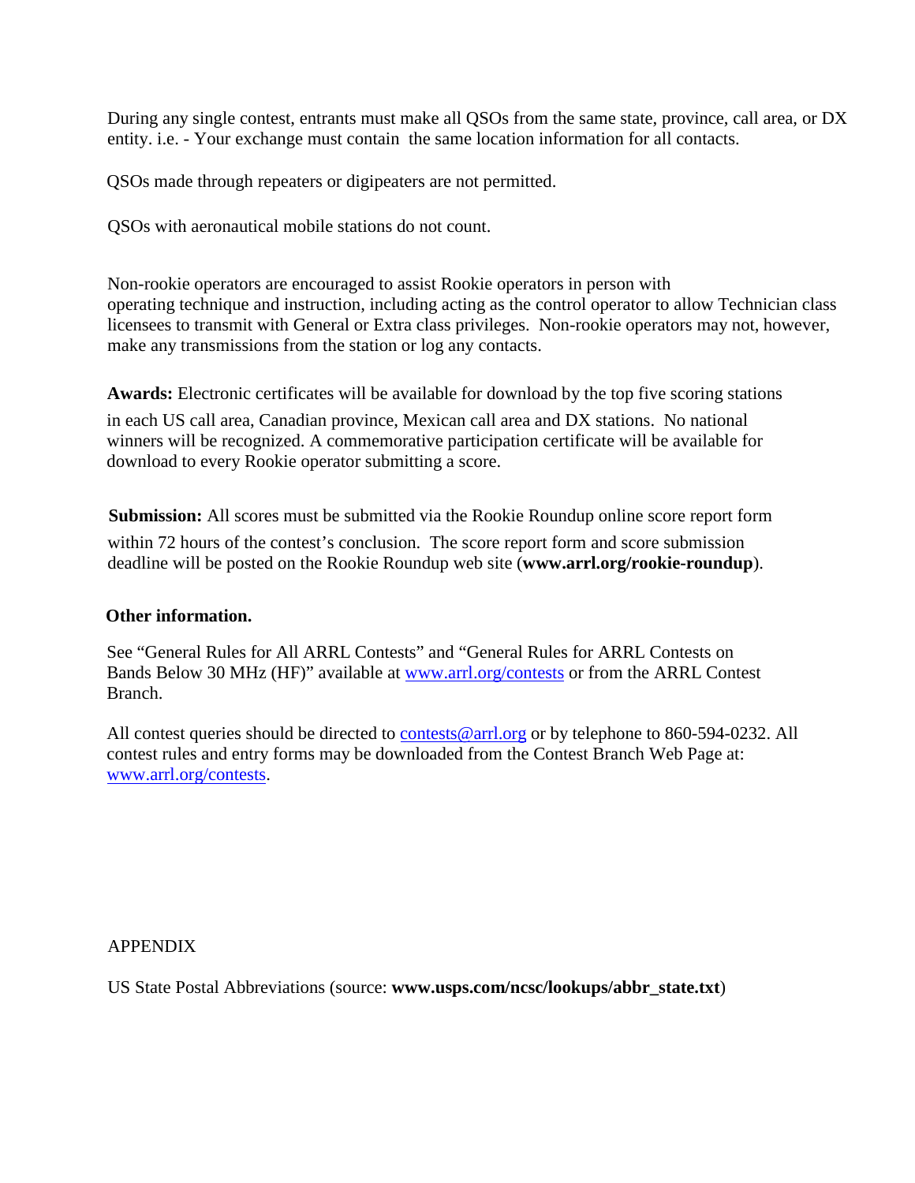During any single contest, entrants must make all QSOs from the same state, province, call area, or DX entity. i.e. - Your exchange must contain the same location information for all contacts.

QSOs made through repeaters or digipeaters are not permitted.

QSOs with aeronautical mobile stations do not count.

Non-rookie operators are encouraged to assist Rookie operators in person with operating technique and instruction, including acting as the control operator to allow Technician class licensees to transmit with General or Extra class privileges. Non-rookie operators may not, however, make any transmissions from the station or log any contacts.

**Awards:** Electronic certificates will be available for download by the top five scoring stations in each US call area, Canadian province, Mexican call area and DX stations. No national winners will be recognized. A commemorative participation certificate will be available for download to every Rookie operator submitting a score.

**Submission:** All scores must be submitted via the Rookie Roundup online score report form within 72 hours of the contest's conclusion. The score report form and score submission deadline will be posted on the Rookie Roundup web site (**www.arrl.org/rookie-roundup**).

**Other information.**

See "General Rules for All ARRL Contests" and "General Rules for ARRL Contests on Bands Below 30 MHz (HF)" available at www.arrl.org/contests or from the ARRL Contest Branch.

All contest queries should be directed to contests@arrl.org or by telephone to 860-594-0232. All contest rules and entry forms may be downloaded from the Contest Branch Web Page at: www.arrl.org/contests.

APPENDIX

US State Postal Abbreviations (source: **www.usps.com/ncsc/lookups/abbr_state.txt**)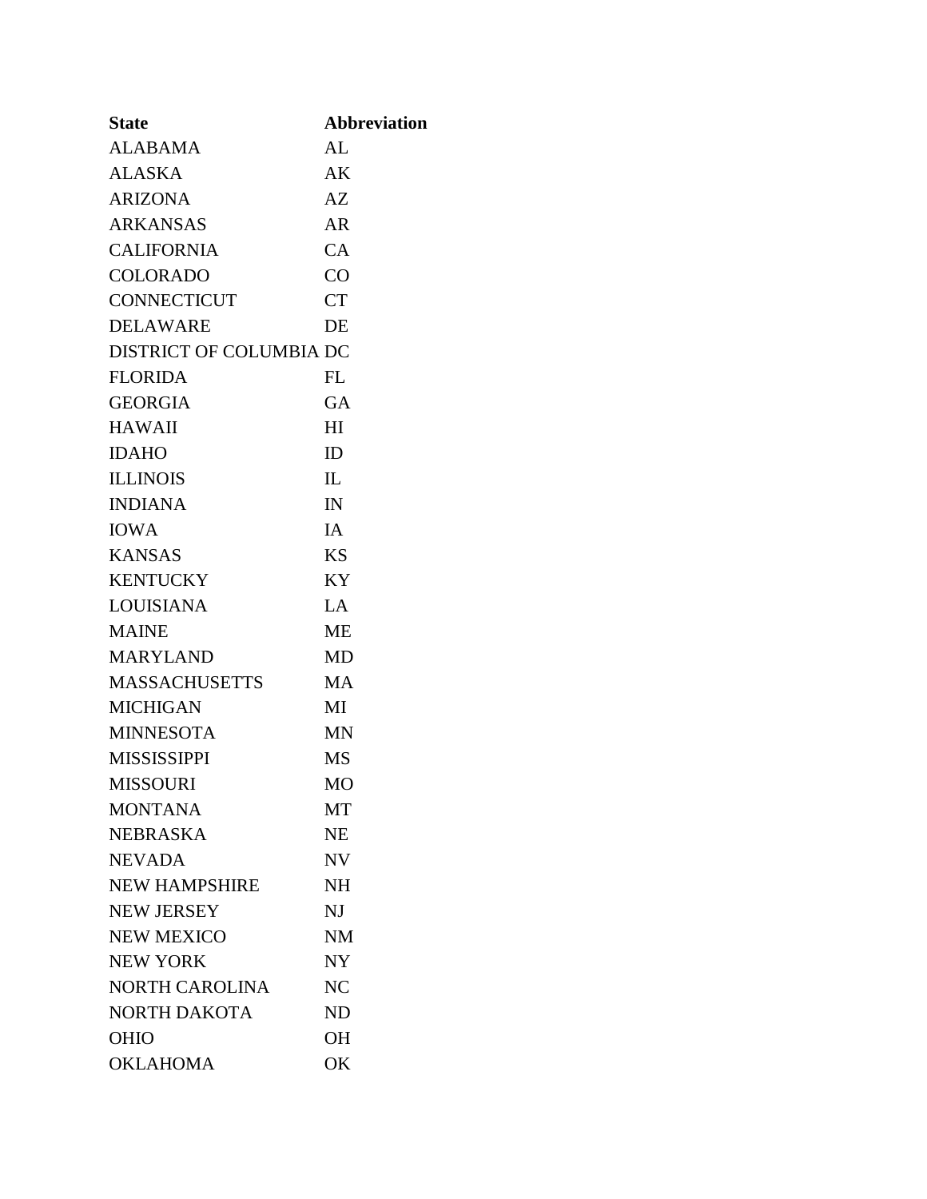| State | Abbreviation |
| --- | --- |
| ALABAMA | AL |
| ALASKA | AK |
| ARIZONA | AZ |
| ARKANSAS | AR |
| CALIFORNIA | CA |
| COLORADO | CO |
| CONNECTICUT | CT |
| DELAWARE | DE |
| DISTRICT OF COLUMBIA | DC |
| FLORIDA | FL |
| GEORGIA | GA |
| HAWAII | HI |
| IDAHO | ID |
| ILLINOIS | IL |
| INDIANA | IN |
| IOWA | IA |
| KANSAS | KS |
| KENTUCKY | KY |
| LOUISIANA | LA |
| MAINE | ME |
| MARYLAND | MD |
| MASSACHUSETTS | MA |
| MICHIGAN | MI |
| MINNESOTA | MN |
| MISSISSIPPI | MS |
| MISSOURI | MO |
| MONTANA | MT |
| NEBRASKA | NE |
| NEVADA | NV |
| NEW HAMPSHIRE | NH |
| NEW JERSEY | NJ |
| NEW MEXICO | NM |
| NEW YORK | NY |
| NORTH CAROLINA | NC |
| NORTH DAKOTA | ND |
| OHIO | OH |
| OKLAHOMA | OK |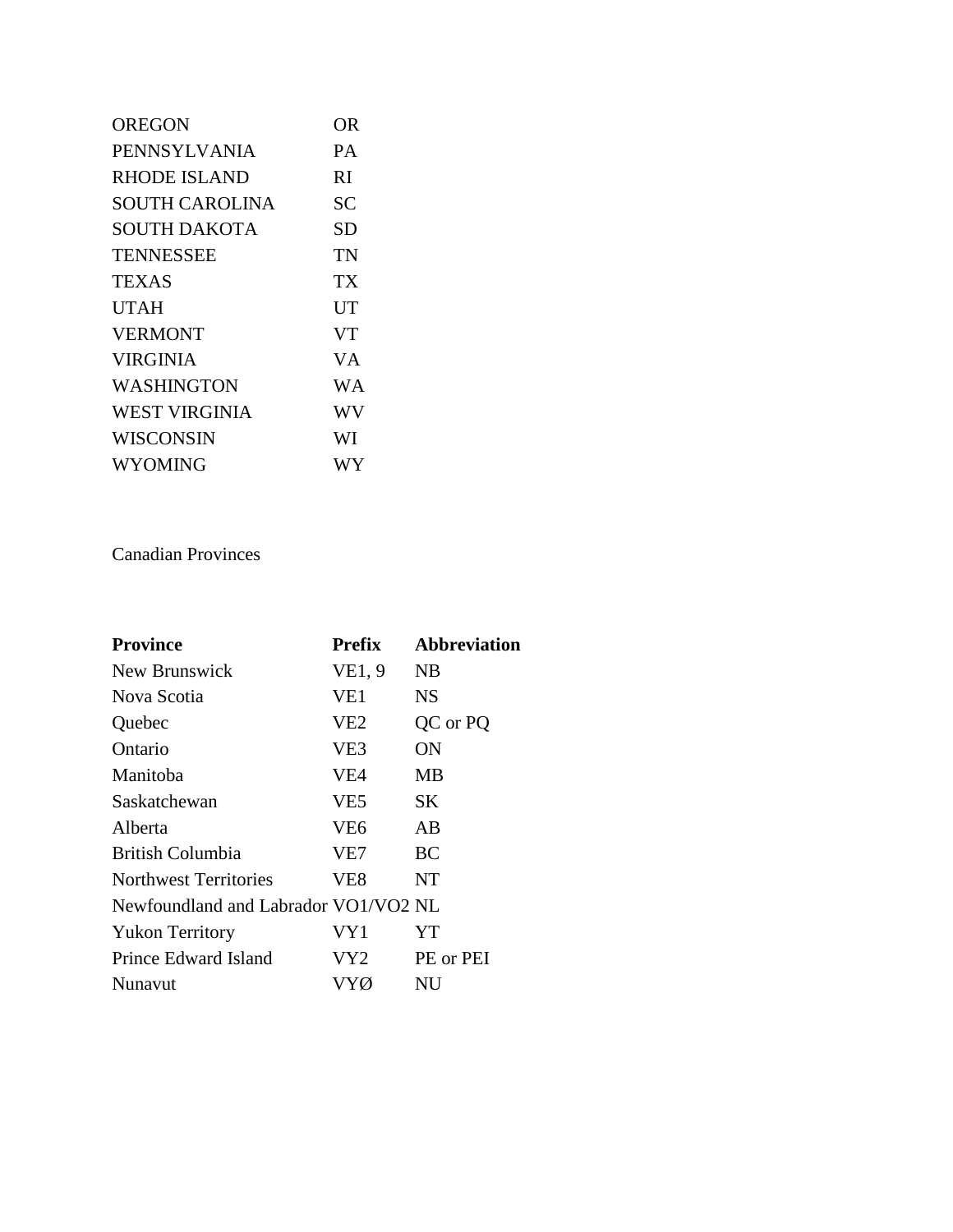| | |
|---|---|
| OREGON | OR |
| PENNSYLVANIA | PA |
| RHODE ISLAND | RI |
| SOUTH CAROLINA | SC |
| SOUTH DAKOTA | SD |
| TENNESSEE | TN |
| TEXAS | TX |
| UTAH | UT |
| VERMONT | VT |
| VIRGINIA | VA |
| WASHINGTON | WA |
| WEST VIRGINIA | WV |
| WISCONSIN | WI |
| WYOMING | WY |

Canadian Provinces

| **Province** | **Prefix** | **Abbreviation** |
|---|---|---|
| New Brunswick | VE1, 9 | NB |
| Nova Scotia | VE1 | NS |
| Quebec | VE2 | QC or PQ |
| Ontario | VE3 | ON |
| Manitoba | VE4 | MB |
| Saskatchewan | VE5 | SK |
| Alberta | VE6 | AB |
| British Columbia | VE7 | BC |
| Northwest Territories | VE8 | NT |
| Newfoundland and Labrador | VO1/VO2 | NL |
| Yukon Territory | VY1 | YT |
| Prince Edward Island | VY2 | PE or PEI |
| Nunavut | VYØ | NU |